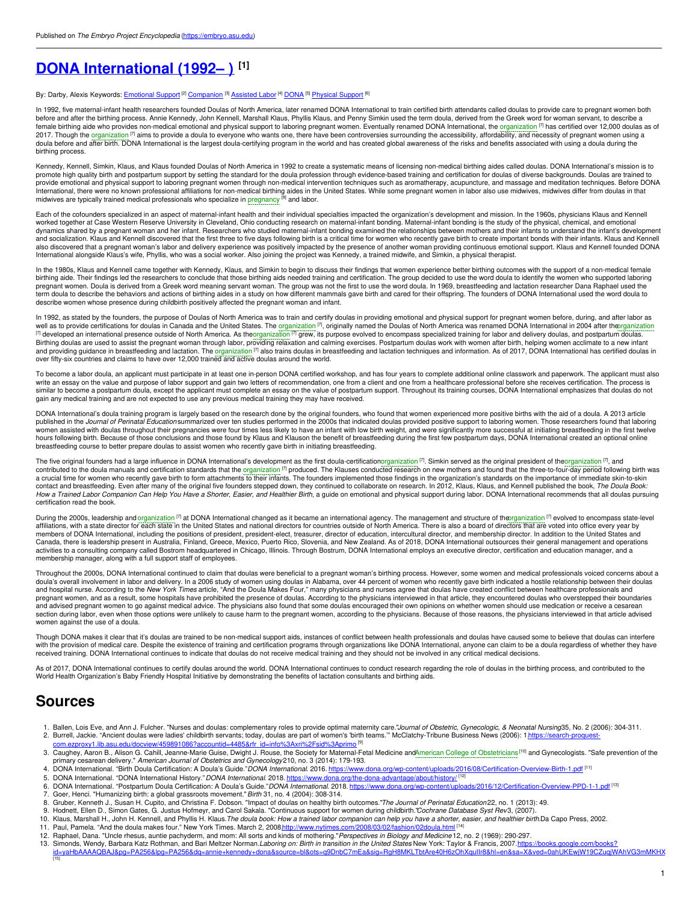Published on *The Embryo Project Encyclopedia* (https://embryo.asu.edu)

# DONA International (1992– ) [1]

By: Darby, Alexis Keywords: Emotional Support [2] Companion [3] Assisted Labor [4] DONA [5] Physical Support [6]

In 1992, five maternal-infant health researchers founded Doulas of North America, later renamed DONA International to train certified birth attendants called doulas to provide care to pregnant women both before and after the birthing process. Annie Kennedy, John Kennell, Marshall Klaus, Phyllis Klaus, and Penny Simkin used the term doula, derived from the Greek word for woman servant, to describe a female birthing aide who provides non-medical emotional and physical support to laboring pregnant women. Eventually renamed DONA International, the organization [7] has certified over 12,000 doulas as of 2017. Though the organization [7] aims to provide a doula to everyone who wants one, there have been controversies surrounding the accessibility, affordability, and necessity of pregnant women using a doula before and after birth. DONA International is the largest doula-certifying program in the world and has created global awareness of the risks and benefits associated with using a doula during the birthing process.

Kennedy, Kennell, Simkin, Klaus, and Klaus founded Doulas of North America in 1992 to create a systematic means of licensing non-medical birthing aides called doulas. DONA International's mission is to promote high quality birth and postpartum support by setting the standard for the doula profession through evidence-based training and certification for doulas of diverse backgrounds. Doulas are trained to provide emotional and physical support to laboring pregnant women through non-medical intervention techniques such as aromatherapy, acupuncture, and massage and meditation techniques. Before DONA International, there were no known professional affiliations for non-medical birthing aides in the United States. While some pregnant women in labor also use midwives, midwives differ from doulas in that midwives are typically trained medical professionals who specialize in pregnancy [8] and labor.

Each of the cofounders specialized in an aspect of maternal-infant health and their individual specialties impacted the organization's development and mission. In the 1960s, physicians Klaus and Kennell worked together at Case Western Reserve University in Cleveland, Ohio conducting research on maternal-infant bonding. Maternal-infant bonding is the study of the physical, chemical, and emotional dynamics shared by a pregnant woman and her infant. Researchers who studied maternal-infant bonding examined the relationships between mothers and their infants to understand the infant's development and socialization. Klaus and Kennell discovered that the first three to five days following birth is a critical time for women who recently gave birth to create important bonds with their infants. Klaus and Kennell also discovered that a pregnant woman's labor and delivery experience was positively impacted by the presence of another woman providing continuous emotional support. Klaus and Kennell founded DONA International alongside Klaus's wife, Phyllis, who was a social worker. Also joining the project was Kennedy, a trained midwife, and Simkin, a physical therapist.

In the 1980s, Klaus and Kennell came together with Kennedy, Klaus, and Simkin to begin to discuss their findings that women experience better birthing outcomes with the support of a non-medical female birthing aide. Their findings led the researchers to conclude that those birthing aids needed training and certification. The group decided to use the word doula to identify the women who supported laboring pregnant women. Doula is derived from a Greek word meaning servant woman. The group was not the first to use the word doula. In 1969, breastfeeding and lactation researcher Dana Raphael used the term doula to describe the behaviors and actions of birthing aides in a study on how different mammals gave birth and cared for their offspring. The founders of DONA International used the word doula to describe women whose presence during childbirth positively affected the pregnant woman and infant.

In 1992, as stated by the founders, the purpose of Doulas of North America was to train and certify doulas in providing emotional and physical support for pregnant women before, during, and after labor as well as to provide certifications for doulas in Canada and the United States. The organization [7], originally named the Doulas of North America was renamed DONA International in 2004 after the organization [7] developed an international presence outside of North America. As the organization [7] grew, its purpose evolved to encompass specialized training for labor and delivery doulas, and postpartum doulas. Birthing doulas are used to assist the pregnant woman through labor, providing relaxation and calming exercises. Postpartum doulas work with women after birth, helping women acclimate to a new infant and providing guidance in breastfeeding and lactation. The organization [7] also trains doulas in breastfeeding and lactation techniques and information. As of 2017, DONA International has certified doulas in over fifty-six countries and claims to have over 12,000 trained and active doulas around the world.

To become a labor doula, an applicant must participate in at least one in-person DONA certified workshop, and has four years to complete additional online classwork and paperwork. The applicant must also write an essay on the value and purpose of labor support and gain two letters of recommendation, one from a client and one from a healthcare professional before she receives certification. The process is similar to become a postpartum doula, except the applicant must complete an essay on the value of postpartum support. Throughout its training courses, DONA International emphasizes that doulas do not gain any medical training and are not expected to use any previous medical training they may have received.

DONA International's doula training program is largely based on the research done by the original founders, who found that women experienced more positive births with the aid of a doula. A 2013 article published in the *Journal of Perinatal Education* summarized over ten studies performed in the 2000s that indicated doulas provided positive support to laboring women. Those researchers found that laboring women assisted with doulas throughout their pregnancies were four times less likely to have an infant with low birth weight, and were significantly more successful at initiating breastfeeding in the first twelve hours following birth. Because of those conclusions and those found by Klaus and Klauson the benefit of breastfeeding during the first few postpartum days, DONA International created an optional online breastfeeding course to better prepare doulas to assist women who recently gave birth in initiating breastfeeding.

The five original founders had a large influence in DONA International's development as the first doula-certification organization [7]. Simkin served as the original president of the organization [7], and contributed to the doula manuals and certification standards that the organization [7] produced. The Klauses conducted research on new mothers and found that the three-to-four-day period following birth was a crucial time for women who recently gave birth to form attachments to their infants. The founders implemented those findings in the organization's standards on the importance of immediate skin-to-skin contact and breastfeeding. Even after many of the original five founders stepped down, they continued to collaborate on research. In 2012, Klaus, Klaus, and Kennell published the book, *The Doula Book: How a Trained Labor Companion Can Help You Have a Shorter, Easier, and Healthier Birth*, a guide on emotional and physical support during labor. DONA International recommends that all doulas pursuing certification read the book.

During the 2000s, leadership and organization [7] at DONA International changed as it became an international agency. The management and structure of the organization [7] evolved to encompass state-level affiliations, with a state director for each state in the United States and national directors for countries outside of North America. There is also a board of directors that are voted into office every year by members of DONA International, including the positions of president, president-elect, treasurer, director of education, intercultural director, and membership director. In addition to the United States and Canada, there is leadership present in Australia, Finland, Greece, Mexico, Puerto Rico, Slovenia, and New Zealand. As of 2018, DONA International outsources their general management and operations activities to a consulting company called Bostrom headquartered in Chicago, Illinois. Through Bostrom, DONA International employs an executive director, certification and education manager, and a membership manager, along with a full support staff of employees.

Throughout the 2000s, DONA International continued to claim that doulas were beneficial to a pregnant woman's birthing process. However, some women and medical professionals voiced concerns about a doula's overall involvement in labor and delivery. In a 2006 study of women using doulas in Alabama, over 44 percent of women who recently gave birth indicated a hostile relationship between their doulas and hospital nurse. According to the *New York Times* article, "And the Doula Makes Four," many physicians and nurses agree that doulas have created conflict between healthcare professionals and pregnant women, and as a result, some hospitals have prohibited the presence of doulas. According to the physicians interviewed in that article, they encountered doulas who overstepped their boundaries and advised pregnant women to go against medical advice. The physicians also found that some doulas encouraged their own opinions on whether women should use medication or receive a cesarean section during labor, even when those options were unlikely to cause harm to the pregnant women, according to the physicians. Because of those reasons, the physicians interviewed in that article advised women against the use of a doula.

Though DONA makes it clear that it's doulas are trained to be non-medical support aids, instances of conflict between health professionals and doulas have caused some to believe that doulas can interfere with the provision of medical care. Despite the existence of training and certification programs through organizations like DONA International, anyone can claim to be a doula regardless of whether they have received training. DONA International continues to indicate that doulas do not receive medical training and they should not be involved in any critical medical decisions.

As of 2017, DONA International continues to certify doulas around the world. DONA International continues to conduct research regarding the role of doulas in the birthing process, and contributed to the World Health Organization's Baby Friendly Hospital Initiative by demonstrating the benefits of lactation consultants and birthing aids.

## Sources

1. Ballen, Lois Eve, and Ann J. Fulcher. "Nurses and doulas: complementary roles to provide optimal maternity care."*Journal of Obstetric, Gynecologic, & Neonatal Nursing* 35, No. 2 (2006): 304-311.
2. Burrell, Jackie. "Ancient doulas were ladies' childbirth servants; today, doulas are part of women's 'birth teams.'" McClatchy-Tribune Business News (2006): 1 https://search-proquest-com.ezproxy1.lib.asu.edu/docview/459891086?accountid=4485&rfr_id=info%3Axri%2Fsid%3Aprimo [9]
3. Caughey, Aaron B., Alison G. Cahill, Jeanne-Marie Guise, Dwight J. Rouse, the Society for Maternal-Fetal Medicine and American College of Obstetricians [10] and Gynecologists. "Safe prevention of the primary cesarean delivery." *American Journal of Obstetrics and Gynecology* 210, no. 3 (2014): 179-193.
4. DONA International. "Birth Doula Certification: A Doula's Guide."*DONA International*. 2016. https://www.dona.org/wp-content/uploads/2016/08/Certification-Overview-Birth-1.pdf [11]
5. DONA International. "DONA International History." *DONA International*. 2018. https://www.dona.org/the-dona-advantage/about/history/ [12]
6. DONA International. "Postpartum Doula Certification: A Doula's Guide."*DONA International*. 2018. https://www.dona.org/wp-content/uploads/2016/12/Certification-Overview-PPD-1-1.pdf [13]
7. Goer, Henci. "Humanizing birth: a global grassroots movement." *Birth* 31, no. 4 (2004): 308-314.
8. Gruber, Kenneth J., Susan H. Cupito, and Christina F. Dobson. "Impact of doulas on healthy birth outcomes."*The Journal of Perinatal Education* 22, no. 1 (2013): 49.
9. Hodnett, Ellen D., Simon Gates, G. Justus Hofmeyr, and Carol Sakala. "Continuous support for women during childbirth."*Cochrane Database Syst Rev* 3, (2007).
10. Klaus, Marshall H., John H. Kennell, and Phyllis H. Klaus. *The doula book: How a trained labor companion can help you have a shorter, easier, and healthier birth.* Da Capo Press, 2002.
11. Paul, Pamela. "And the doula makes four." New York Times. March 2, 2008 http://www.nytimes.com/2008/03/02/fashion/02doula.html [14]
12. Raphael, Dana. "Uncle rhesus, auntie pachyderm, and mom: All sorts and kinds of mothering."*Perspectives in Biology and Medicine* 12, no. 2 (1969): 290-297.
13. Simonds, Wendy, Barbara Katz Rothman, and Bari Meltzer Norman. *Laboring on: Birth in transition in the United States* New York: Taylor & Francis, 2007. https://books.google.com/books?id=yaHbAAAAQBAJ&pg=PA256&lpg=PA256&dq=annie+kennedy+dona&source=bl&ots=q9DnbC7mEa&sig=RgH8MKLTbtAre40H6zOhXquIlr8&hl=en&sa=X&ved=0ahUKEwjW19CZuqjWAhVG3mMKHX [15]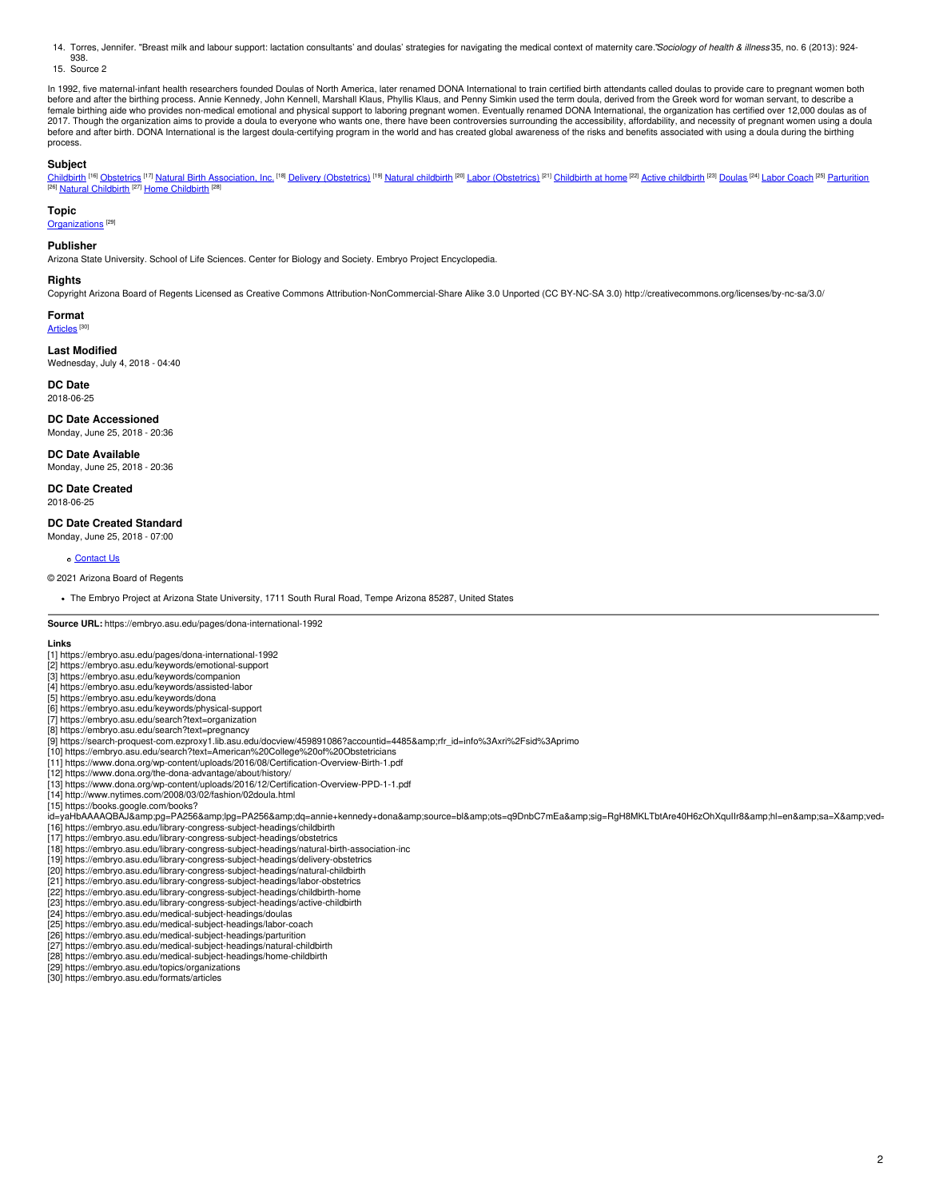14. Torres, Jennifer. "Breast milk and labour support: lactation consultants' and doulas' strategies for navigating the medical context of maternity care."*Sociology of health & illness* 35, no. 6 (2013): 924-938.
15. Source 2

In 1992, five maternal-infant health researchers founded Doulas of North America, later renamed DONA International to train certified birth attendants called doulas to provide care to pregnant women both before and after the birthing process. Annie Kennedy, John Kennell, Marshall Klaus, Phyllis Klaus, and Penny Simkin used the term doula, derived from the Greek word for woman servant, to describe a female birthing aide who provides non-medical emotional and physical support to laboring pregnant women. Eventually renamed DONA International, the organization has certified over 12,000 doulas as of 2017. Though the organization aims to provide a doula to everyone who wants one, there have been controversies surrounding the accessibility, affordability, and necessity of pregnant women using a doula before and after birth. DONA International is the largest doula-certifying program in the world and has created global awareness of the risks and benefits associated with using a doula during the birthing process.

### Subject

Childbirth [16] Obstetrics [17] Natural Birth Association, Inc. [18] Delivery (Obstetrics) [19] Natural childbirth [20] Labor (Obstetrics) [21] Childbirth at home [22] Active childbirth [23] Doulas [24] Labor Coach [25] Parturition [26] Natural Childbirth [27] Home Childbirth [28]

### Topic

Organizations [29]

### Publisher

Arizona State University. School of Life Sciences. Center for Biology and Society. Embryo Project Encyclopedia.

### Rights

Copyright Arizona Board of Regents Licensed as Creative Commons Attribution-NonCommercial-Share Alike 3.0 Unported (CC BY-NC-SA 3.0) http://creativecommons.org/licenses/by-nc-sa/3.0/

### Format

Articles [30]

### Last Modified

Wednesday, July 4, 2018 - 04:40

### DC Date

2018-06-25

### DC Date Accessioned

Monday, June 25, 2018 - 20:36

### DC Date Available

Monday, June 25, 2018 - 20:36

### DC Date Created

2018-06-25

### DC Date Created Standard

Monday, June 25, 2018 - 07:00

- Contact Us

© 2021 Arizona Board of Regents

- The Embryo Project at Arizona State University, 1711 South Rural Road, Tempe Arizona 85287, United States

**Source URL:** https://embryo.asu.edu/pages/dona-international-1992

**Links**

[1] https://embryo.asu.edu/pages/dona-international-1992
[2] https://embryo.asu.edu/keywords/emotional-support
[3] https://embryo.asu.edu/keywords/companion
[4] https://embryo.asu.edu/keywords/assisted-labor
[5] https://embryo.asu.edu/keywords/dona
[6] https://embryo.asu.edu/keywords/physical-support
[7] https://embryo.asu.edu/search?text=organization
[8] https://embryo.asu.edu/search?text=pregnancy
[9] https://search-proquest-com.ezproxy1.lib.asu.edu/docview/459891086?accountid=4485&amp;rfr_id=info%3Axri%2Fsid%3Aprimo
[10] https://embryo.asu.edu/search?text=American%20College%20of%20Obstetricians
[11] https://www.dona.org/wp-content/uploads/2016/08/Certification-Overview-Birth-1.pdf
[12] https://www.dona.org/the-dona-advantage/about/history/
[13] https://www.dona.org/wp-content/uploads/2016/12/Certification-Overview-PPD-1-1.pdf
[14] http://www.nytimes.com/2008/03/02/fashion/02doula.html
[15] https://books.google.com/books?id=yaHbAAAAQBAJ&amp;pg=PA256&amp;lpg=PA256&amp;dq=annie+kennedy+dona&amp;source=bl&amp;ots=q9DnbC7mEa&amp;sig=RgH8MKLTbtAre40H6zOhXquIlr8&amp;hl=en&amp;sa=X&amp;ved=
[16] https://embryo.asu.edu/library-congress-subject-headings/childbirth
[17] https://embryo.asu.edu/library-congress-subject-headings/obstetrics
[18] https://embryo.asu.edu/library-congress-subject-headings/natural-birth-association-inc
[19] https://embryo.asu.edu/library-congress-subject-headings/delivery-obstetrics
[20] https://embryo.asu.edu/library-congress-subject-headings/natural-childbirth
[21] https://embryo.asu.edu/library-congress-subject-headings/labor-obstetrics
[22] https://embryo.asu.edu/library-congress-subject-headings/childbirth-home
[23] https://embryo.asu.edu/library-congress-subject-headings/active-childbirth
[24] https://embryo.asu.edu/medical-subject-headings/doulas
[25] https://embryo.asu.edu/medical-subject-headings/labor-coach
[26] https://embryo.asu.edu/medical-subject-headings/parturition
[27] https://embryo.asu.edu/medical-subject-headings/natural-childbirth
[28] https://embryo.asu.edu/medical-subject-headings/home-childbirth
[29] https://embryo.asu.edu/topics/organizations
[30] https://embryo.asu.edu/formats/articles